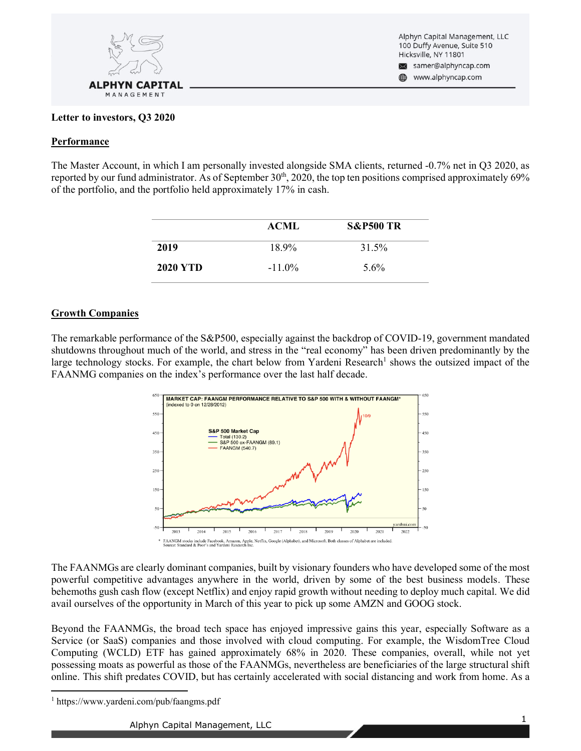**Letter to investors, Q3 2020**

## Performance

The Master Account, in which I am personally invested alongside SMA clients, returned -0.7% net in Q3 2020, as reported by our fund administrator. As of September 30th, 2020, the top ten positions comprised approximately 69% of the portfolio, and the portfolio held approximately 17% in cash.

| | ACML | S&P500 TR |
|---|---|---|
| **2019** | 18.9% | 31.5% |
| **2020 YTD** | -11.0% | 5.6% |

## Growth Companies

The remarkable performance of the S&P500, especially against the backdrop of COVID-19, government mandated shutdowns throughout much of the world, and stress in the "real economy" has been driven predominantly by the large technology stocks. For example, the chart below from Yardeni Research[1] shows the outsized impact of the FAANMG companies on the index's performance over the last half decade.

\* FAANGM stocks include Facebook, Amazon, Apple, Netflix, Google (Alphabet), and Microsoft. Both classes of Alphabet are included.
Source: Standard & Poor's and Yardeni Research Inc.

The FAANMGs are clearly dominant companies, built by visionary founders who have developed some of the most powerful competitive advantages anywhere in the world, driven by some of the best business models. These behemoths gush cash flow (except Netflix) and enjoy rapid growth without needing to deploy much capital. We did avail ourselves of the opportunity in March of this year to pick up some AMZN and GOOG stock.

Beyond the FAANMGs, the broad tech space has enjoyed impressive gains this year, especially Software as a Service (or SaaS) companies and those involved with cloud computing. For example, the WisdomTree Cloud Computing (WCLD) ETF has gained approximately 68% in 2020. These companies, overall, while not yet possessing moats as powerful as those of the FAANMGs, nevertheless are beneficiaries of the large structural shift online. This shift predates COVID, but has certainly accelerated with social distancing and work from home. As a

[1] https://www.yardeni.com/pub/faangms.pdf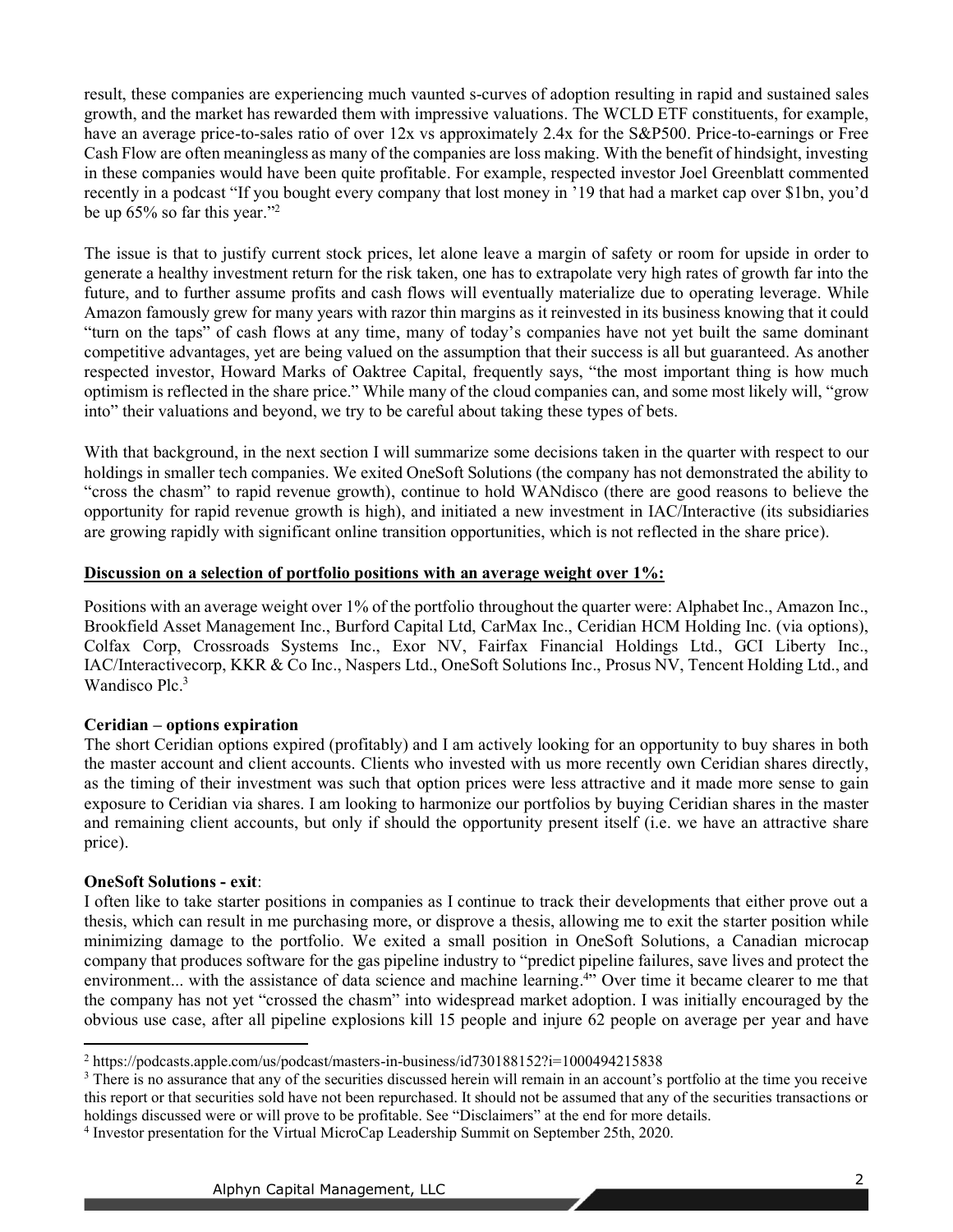result, these companies are experiencing much vaunted s-curves of adoption resulting in rapid and sustained sales growth, and the market has rewarded them with impressive valuations. The WCLD ETF constituents, for example, have an average price-to-sales ratio of over 12x vs approximately 2.4x for the S&P500. Price-to-earnings or Free Cash Flow are often meaningless as many of the companies are loss making. With the benefit of hindsight, investing in these companies would have been quite profitable. For example, respected investor Joel Greenblatt commented recently in a podcast "If you bought every company that lost money in '19 that had a market cap over \$1bn, you'd be up 65% so far this year."[2]

The issue is that to justify current stock prices, let alone leave a margin of safety or room for upside in order to generate a healthy investment return for the risk taken, one has to extrapolate very high rates of growth far into the future, and to further assume profits and cash flows will eventually materialize due to operating leverage. While Amazon famously grew for many years with razor thin margins as it reinvested in its business knowing that it could "turn on the taps" of cash flows at any time, many of today's companies have not yet built the same dominant competitive advantages, yet are being valued on the assumption that their success is all but guaranteed. As another respected investor, Howard Marks of Oaktree Capital, frequently says, "the most important thing is how much optimism is reflected in the share price." While many of the cloud companies can, and some most likely will, "grow into" their valuations and beyond, we try to be careful about taking these types of bets.

With that background, in the next section I will summarize some decisions taken in the quarter with respect to our holdings in smaller tech companies. We exited OneSoft Solutions (the company has not demonstrated the ability to "cross the chasm" to rapid revenue growth), continue to hold WANdisco (there are good reasons to believe the opportunity for rapid revenue growth is high), and initiated a new investment in IAC/Interactive (its subsidiaries are growing rapidly with significant online transition opportunities, which is not reflected in the share price).

**Discussion on a selection of portfolio positions with an average weight over 1%:**

Positions with an average weight over 1% of the portfolio throughout the quarter were: Alphabet Inc., Amazon Inc., Brookfield Asset Management Inc., Burford Capital Ltd, CarMax Inc., Ceridian HCM Holding Inc. (via options), Colfax Corp, Crossroads Systems Inc., Exor NV, Fairfax Financial Holdings Ltd., GCI Liberty Inc., IAC/Interactivecorp, KKR & Co Inc., Naspers Ltd., OneSoft Solutions Inc., Prosus NV, Tencent Holding Ltd., and Wandisco Plc.[3]

**Ceridian – options expiration**

The short Ceridian options expired (profitably) and I am actively looking for an opportunity to buy shares in both the master account and client accounts. Clients who invested with us more recently own Ceridian shares directly, as the timing of their investment was such that option prices were less attractive and it made more sense to gain exposure to Ceridian via shares. I am looking to harmonize our portfolios by buying Ceridian shares in the master and remaining client accounts, but only if should the opportunity present itself (i.e. we have an attractive share price).

**OneSoft Solutions - exit**:

I often like to take starter positions in companies as I continue to track their developments that either prove out a thesis, which can result in me purchasing more, or disprove a thesis, allowing me to exit the starter position while minimizing damage to the portfolio. We exited a small position in OneSoft Solutions, a Canadian microcap company that produces software for the gas pipeline industry to "predict pipeline failures, save lives and protect the environment... with the assistance of data science and machine learning.[4]" Over time it became clearer to me that the company has not yet "crossed the chasm" into widespread market adoption. I was initially encouraged by the obvious use case, after all pipeline explosions kill 15 people and injure 62 people on average per year and have

---

[2] https://podcasts.apple.com/us/podcast/masters-in-business/id730188152?i=1000494215838

[3] There is no assurance that any of the securities discussed herein will remain in an account's portfolio at the time you receive this report or that securities sold have not been repurchased. It should not be assumed that any of the securities transactions or holdings discussed were or will prove to be profitable. See "Disclaimers" at the end for more details.

[4] Investor presentation for the Virtual MicroCap Leadership Summit on September 25th, 2020.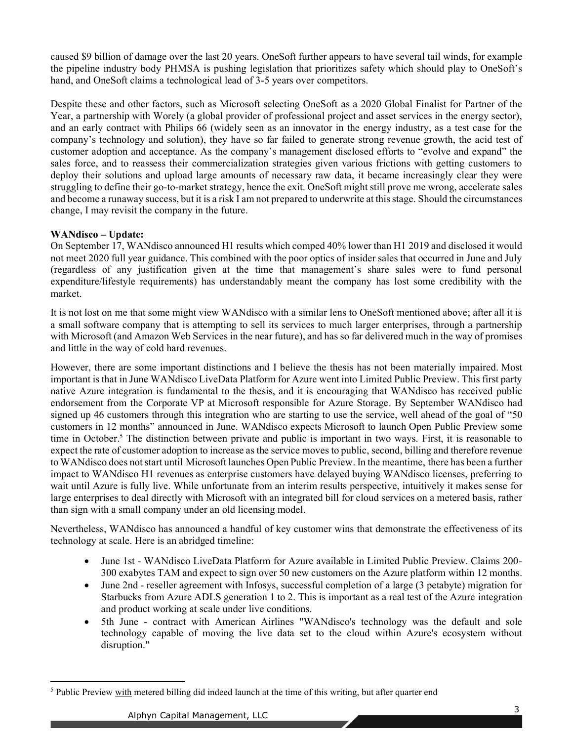caused $9 billion of damage over the last 20 years. OneSoft further appears to have several tail winds, for example the pipeline industry body PHMSA is pushing legislation that prioritizes safety which should play to OneSoft's hand, and OneSoft claims a technological lead of 3-5 years over competitors.

Despite these and other factors, such as Microsoft selecting OneSoft as a 2020 Global Finalist for Partner of the Year, a partnership with Worely (a global provider of professional project and asset services in the energy sector), and an early contract with Philips 66 (widely seen as an innovator in the energy industry, as a test case for the company's technology and solution), they have so far failed to generate strong revenue growth, the acid test of customer adoption and acceptance. As the company's management disclosed efforts to "evolve and expand" the sales force, and to reassess their commercialization strategies given various frictions with getting customers to deploy their solutions and upload large amounts of necessary raw data, it became increasingly clear they were struggling to define their go-to-market strategy, hence the exit. OneSoft might still prove me wrong, accelerate sales and become a runaway success, but it is a risk I am not prepared to underwrite at this stage. Should the circumstances change, I may revisit the company in the future.

**WANdisco – Update:**

On September 17, WANdisco announced H1 results which comped 40% lower than H1 2019 and disclosed it would not meet 2020 full year guidance. This combined with the poor optics of insider sales that occurred in June and July (regardless of any justification given at the time that management's share sales were to fund personal expenditure/lifestyle requirements) has understandably meant the company has lost some credibility with the market.

It is not lost on me that some might view WANdisco with a similar lens to OneSoft mentioned above; after all it is a small software company that is attempting to sell its services to much larger enterprises, through a partnership with Microsoft (and Amazon Web Services in the near future), and has so far delivered much in the way of promises and little in the way of cold hard revenues.

However, there are some important distinctions and I believe the thesis has not been materially impaired. Most important is that in June WANdisco LiveData Platform for Azure went into Limited Public Preview. This first party native Azure integration is fundamental to the thesis, and it is encouraging that WANdisco has received public endorsement from the Corporate VP at Microsoft responsible for Azure Storage. By September WANdisco had signed up 46 customers through this integration who are starting to use the service, well ahead of the goal of "50 customers in 12 months" announced in June. WANdisco expects Microsoft to launch Open Public Preview some time in October.[5] The distinction between private and public is important in two ways. First, it is reasonable to expect the rate of customer adoption to increase as the service moves to public, second, billing and therefore revenue to WANdisco does not start until Microsoft launches Open Public Preview. In the meantime, there has been a further impact to WANdisco H1 revenues as enterprise customers have delayed buying WANdisco licenses, preferring to wait until Azure is fully live. While unfortunate from an interim results perspective, intuitively it makes sense for large enterprises to deal directly with Microsoft with an integrated bill for cloud services on a metered basis, rather than sign with a small company under an old licensing model.

Nevertheless, WANdisco has announced a handful of key customer wins that demonstrate the effectiveness of its technology at scale. Here is an abridged timeline:

- June 1st - WANdisco LiveData Platform for Azure available in Limited Public Preview. Claims 200-300 exabytes TAM and expect to sign over 50 new customers on the Azure platform within 12 months.
- June 2nd - reseller agreement with Infosys, successful completion of a large (3 petabyte) migration for Starbucks from Azure ADLS generation 1 to 2. This is important as a real test of the Azure integration and product working at scale under live conditions.
- 5th June - contract with American Airlines "WANdisco's technology was the default and sole technology capable of moving the live data set to the cloud within Azure's ecosystem without disruption."

[5] Public Preview with metered billing did indeed launch at the time of this writing, but after quarter end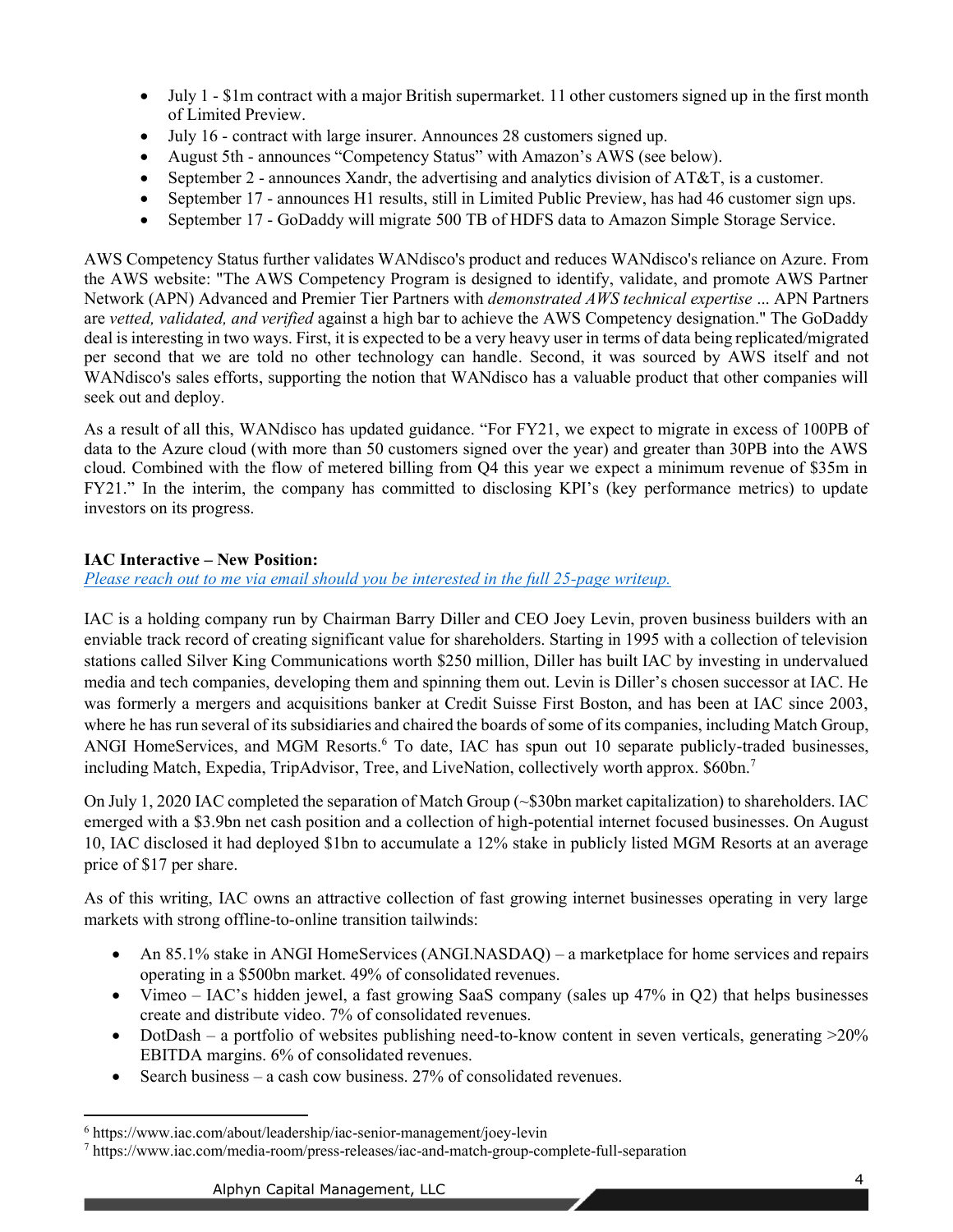- July 1 - $1m contract with a major British supermarket. 11 other customers signed up in the first month of Limited Preview.
- July 16 - contract with large insurer. Announces 28 customers signed up.
- August 5th - announces "Competency Status" with Amazon's AWS (see below).
- September 2 - announces Xandr, the advertising and analytics division of AT&T, is a customer.
- September 17 - announces H1 results, still in Limited Public Preview, has had 46 customer sign ups.
- September 17 - GoDaddy will migrate 500 TB of HDFS data to Amazon Simple Storage Service.

AWS Competency Status further validates WANdisco's product and reduces WANdisco's reliance on Azure. From the AWS website: "The AWS Competency Program is designed to identify, validate, and promote AWS Partner Network (APN) Advanced and Premier Tier Partners with *demonstrated AWS technical expertise* ... APN Partners are *vetted, validated, and verified* against a high bar to achieve the AWS Competency designation." The GoDaddy deal is interesting in two ways. First, it is expected to be a very heavy user in terms of data being replicated/migrated per second that we are told no other technology can handle. Second, it was sourced by AWS itself and not WANdisco's sales efforts, supporting the notion that WANdisco has a valuable product that other companies will seek out and deploy.

As a result of all this, WANdisco has updated guidance. "For FY21, we expect to migrate in excess of 100PB of data to the Azure cloud (with more than 50 customers signed over the year) and greater than 30PB into the AWS cloud. Combined with the flow of metered billing from Q4 this year we expect a minimum revenue of $35m in FY21." In the interim, the company has committed to disclosing KPI's (key performance metrics) to update investors on its progress.

**IAC Interactive – New Position:**

*Please reach out to me via email should you be interested in the full 25-page writeup.*

IAC is a holding company run by Chairman Barry Diller and CEO Joey Levin, proven business builders with an enviable track record of creating significant value for shareholders. Starting in 1995 with a collection of television stations called Silver King Communications worth $250 million, Diller has built IAC by investing in undervalued media and tech companies, developing them and spinning them out. Levin is Diller's chosen successor at IAC. He was formerly a mergers and acquisitions banker at Credit Suisse First Boston, and has been at IAC since 2003, where he has run several of its subsidiaries and chaired the boards of some of its companies, including Match Group, ANGI HomeServices, and MGM Resorts.[6] To date, IAC has spun out 10 separate publicly-traded businesses, including Match, Expedia, TripAdvisor, Tree, and LiveNation, collectively worth approx. $60bn.[7]

On July 1, 2020 IAC completed the separation of Match Group (~$30bn market capitalization) to shareholders. IAC emerged with a $3.9bn net cash position and a collection of high-potential internet focused businesses. On August 10, IAC disclosed it had deployed $1bn to accumulate a 12% stake in publicly listed MGM Resorts at an average price of $17 per share.

As of this writing, IAC owns an attractive collection of fast growing internet businesses operating in very large markets with strong offline-to-online transition tailwinds:

- An 85.1% stake in ANGI HomeServices (ANGI.NASDAQ) – a marketplace for home services and repairs operating in a $500bn market. 49% of consolidated revenues.
- Vimeo – IAC's hidden jewel, a fast growing SaaS company (sales up 47% in Q2) that helps businesses create and distribute video. 7% of consolidated revenues.
- DotDash – a portfolio of websites publishing need-to-know content in seven verticals, generating >20% EBITDA margins. 6% of consolidated revenues.
- Search business – a cash cow business. 27% of consolidated revenues.

[6] https://www.iac.com/about/leadership/iac-senior-management/joey-levin

[7] https://www.iac.com/media-room/press-releases/iac-and-match-group-complete-full-separation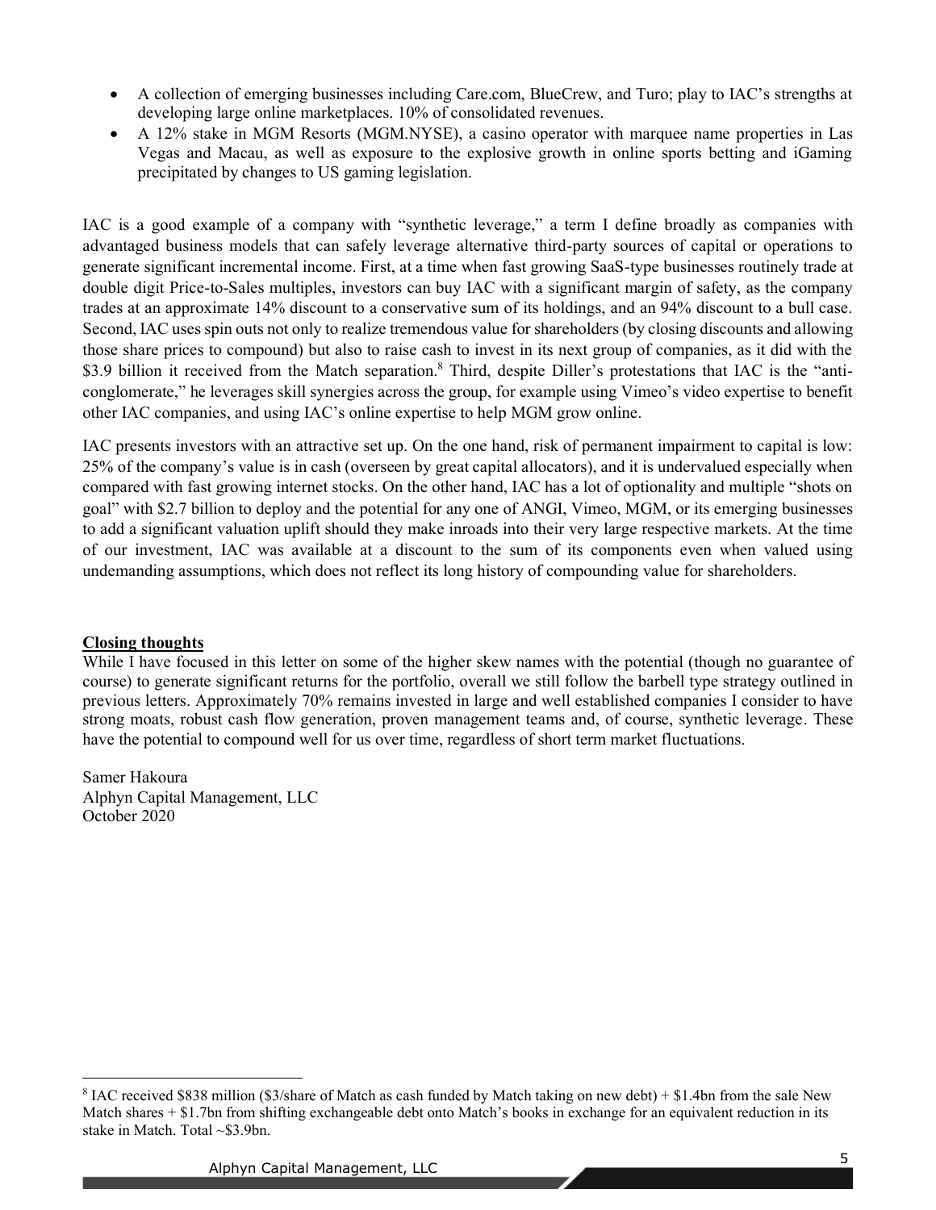- A collection of emerging businesses including Care.com, BlueCrew, and Turo; play to IAC's strengths at developing large online marketplaces. 10% of consolidated revenues.
- A 12% stake in MGM Resorts (MGM.NYSE), a casino operator with marquee name properties in Las Vegas and Macau, as well as exposure to the explosive growth in online sports betting and iGaming precipitated by changes to US gaming legislation.

IAC is a good example of a company with "synthetic leverage," a term I define broadly as companies with advantaged business models that can safely leverage alternative third-party sources of capital or operations to generate significant incremental income. First, at a time when fast growing SaaS-type businesses routinely trade at double digit Price-to-Sales multiples, investors can buy IAC with a significant margin of safety, as the company trades at an approximate 14% discount to a conservative sum of its holdings, and an 94% discount to a bull case. Second, IAC uses spin outs not only to realize tremendous value for shareholders (by closing discounts and allowing those share prices to compound) but also to raise cash to invest in its next group of companies, as it did with the $3.9 billion it received from the Match separation.[8] Third, despite Diller's protestations that IAC is the "anti-conglomerate," he leverages skill synergies across the group, for example using Vimeo's video expertise to benefit other IAC companies, and using IAC's online expertise to help MGM grow online.

IAC presents investors with an attractive set up. On the one hand, risk of permanent impairment to capital is low: 25% of the company's value is in cash (overseen by great capital allocators), and it is undervalued especially when compared with fast growing internet stocks. On the other hand, IAC has a lot of optionality and multiple "shots on goal" with $2.7 billion to deploy and the potential for any one of ANGI, Vimeo, MGM, or its emerging businesses to add a significant valuation uplift should they make inroads into their very large respective markets. At the time of our investment, IAC was available at a discount to the sum of its components even when valued using undemanding assumptions, which does not reflect its long history of compounding value for shareholders.

## Closing thoughts

While I have focused in this letter on some of the higher skew names with the potential (though no guarantee of course) to generate significant returns for the portfolio, overall we still follow the barbell type strategy outlined in previous letters. Approximately 70% remains invested in large and well established companies I consider to have strong moats, robust cash flow generation, proven management teams and, of course, synthetic leverage. These have the potential to compound well for us over time, regardless of short term market fluctuations.

Samer Hakoura
Alphyn Capital Management, LLC
October 2020

---

[8] IAC received $838 million ($3/share of Match as cash funded by Match taking on new debt) + $1.4bn from the sale New Match shares + $1.7bn from shifting exchangeable debt onto Match's books in exchange for an equivalent reduction in its stake in Match. Total ~$3.9bn.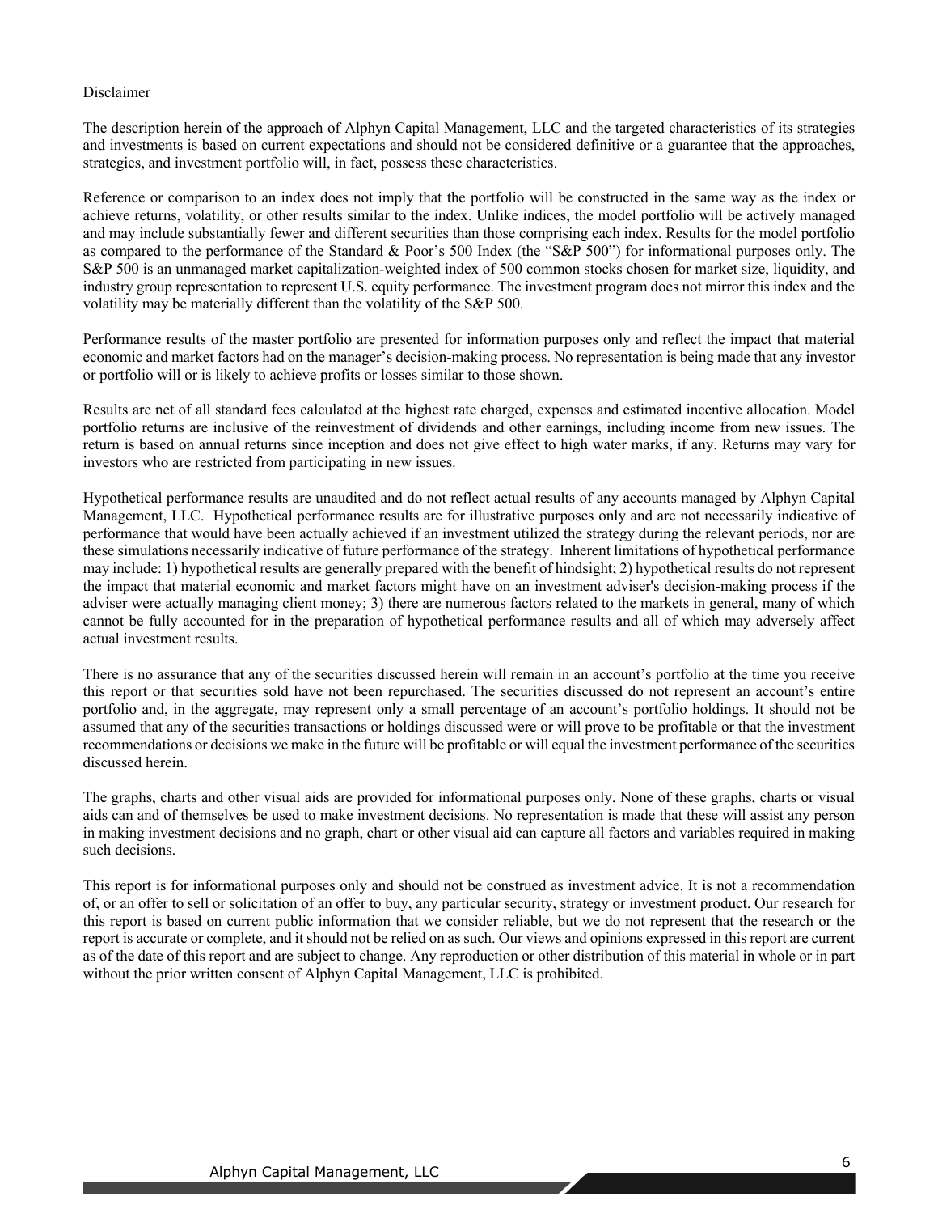Disclaimer

The description herein of the approach of Alphyn Capital Management, LLC and the targeted characteristics of its strategies and investments is based on current expectations and should not be considered definitive or a guarantee that the approaches, strategies, and investment portfolio will, in fact, possess these characteristics.

Reference or comparison to an index does not imply that the portfolio will be constructed in the same way as the index or achieve returns, volatility, or other results similar to the index. Unlike indices, the model portfolio will be actively managed and may include substantially fewer and different securities than those comprising each index. Results for the model portfolio as compared to the performance of the Standard & Poor's 500 Index (the "S&P 500") for informational purposes only. The S&P 500 is an unmanaged market capitalization-weighted index of 500 common stocks chosen for market size, liquidity, and industry group representation to represent U.S. equity performance. The investment program does not mirror this index and the volatility may be materially different than the volatility of the S&P 500.

Performance results of the master portfolio are presented for information purposes only and reflect the impact that material economic and market factors had on the manager's decision-making process. No representation is being made that any investor or portfolio will or is likely to achieve profits or losses similar to those shown.

Results are net of all standard fees calculated at the highest rate charged, expenses and estimated incentive allocation. Model portfolio returns are inclusive of the reinvestment of dividends and other earnings, including income from new issues. The return is based on annual returns since inception and does not give effect to high water marks, if any. Returns may vary for investors who are restricted from participating in new issues.

Hypothetical performance results are unaudited and do not reflect actual results of any accounts managed by Alphyn Capital Management, LLC. Hypothetical performance results are for illustrative purposes only and are not necessarily indicative of performance that would have been actually achieved if an investment utilized the strategy during the relevant periods, nor are these simulations necessarily indicative of future performance of the strategy. Inherent limitations of hypothetical performance may include: 1) hypothetical results are generally prepared with the benefit of hindsight; 2) hypothetical results do not represent the impact that material economic and market factors might have on an investment adviser's decision-making process if the adviser were actually managing client money; 3) there are numerous factors related to the markets in general, many of which cannot be fully accounted for in the preparation of hypothetical performance results and all of which may adversely affect actual investment results.

There is no assurance that any of the securities discussed herein will remain in an account's portfolio at the time you receive this report or that securities sold have not been repurchased. The securities discussed do not represent an account's entire portfolio and, in the aggregate, may represent only a small percentage of an account's portfolio holdings. It should not be assumed that any of the securities transactions or holdings discussed were or will prove to be profitable or that the investment recommendations or decisions we make in the future will be profitable or will equal the investment performance of the securities discussed herein.

The graphs, charts and other visual aids are provided for informational purposes only. None of these graphs, charts or visual aids can and of themselves be used to make investment decisions. No representation is made that these will assist any person in making investment decisions and no graph, chart or other visual aid can capture all factors and variables required in making such decisions.

This report is for informational purposes only and should not be construed as investment advice. It is not a recommendation of, or an offer to sell or solicitation of an offer to buy, any particular security, strategy or investment product. Our research for this report is based on current public information that we consider reliable, but we do not represent that the research or the report is accurate or complete, and it should not be relied on as such. Our views and opinions expressed in this report are current as of the date of this report and are subject to change. Any reproduction or other distribution of this material in whole or in part without the prior written consent of Alphyn Capital Management, LLC is prohibited.